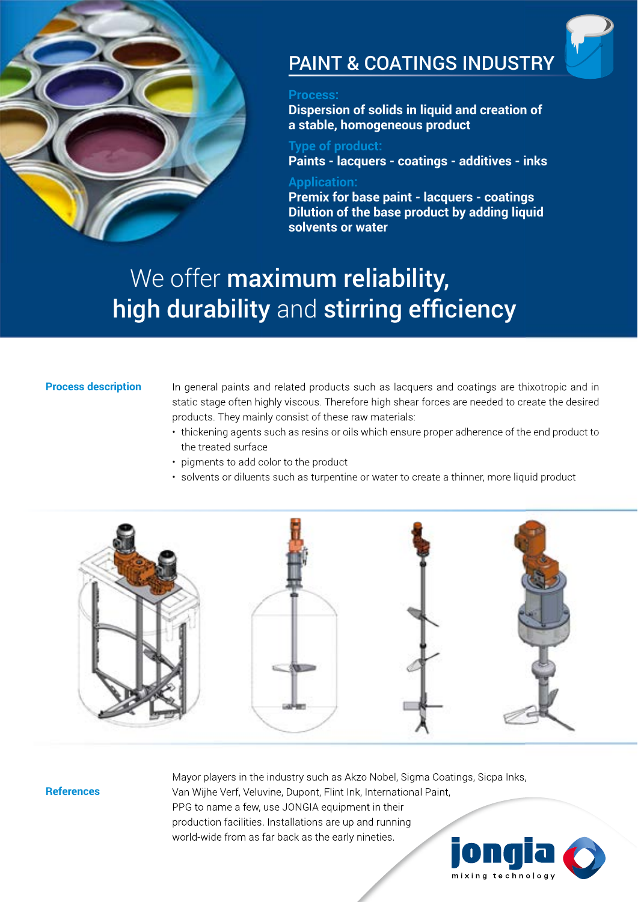# PAINT & COATINGS INDUSTRY

**Process:**
**Dispersion of solids in liquid and creation of a stable, homogeneous product**

**Type of product:**
**Paints - lacquers - coatings - additives - inks**

**Application:**
**Premix for base paint - lacquers - coatings**
**Dilution of the base product by adding liquid solvents or water**

## We offer **maximum reliability, high durability** and **stirring efficiency**

### Process description

In general paints and related products such as lacquers and coatings are thixotropic and in static stage often highly viscous. Therefore high shear forces are needed to create the desired products. They mainly consist of these raw materials:

- thickening agents such as resins or oils which ensure proper adherence of the end product to the treated surface
- pigments to add color to the product
- solvents or diluents such as turpentine or water to create a thinner, more liquid product

### References

Mayor players in the industry such as Akzo Nobel, Sigma Coatings, Sicpa Inks, Van Wijhe Verf, Veluvine, Dupont, Flint Ink, International Paint, PPG to name a few, use JONGIA equipment in their production facilities. Installations are up and running world-wide from as far back as the early nineties.

jongia mixing technology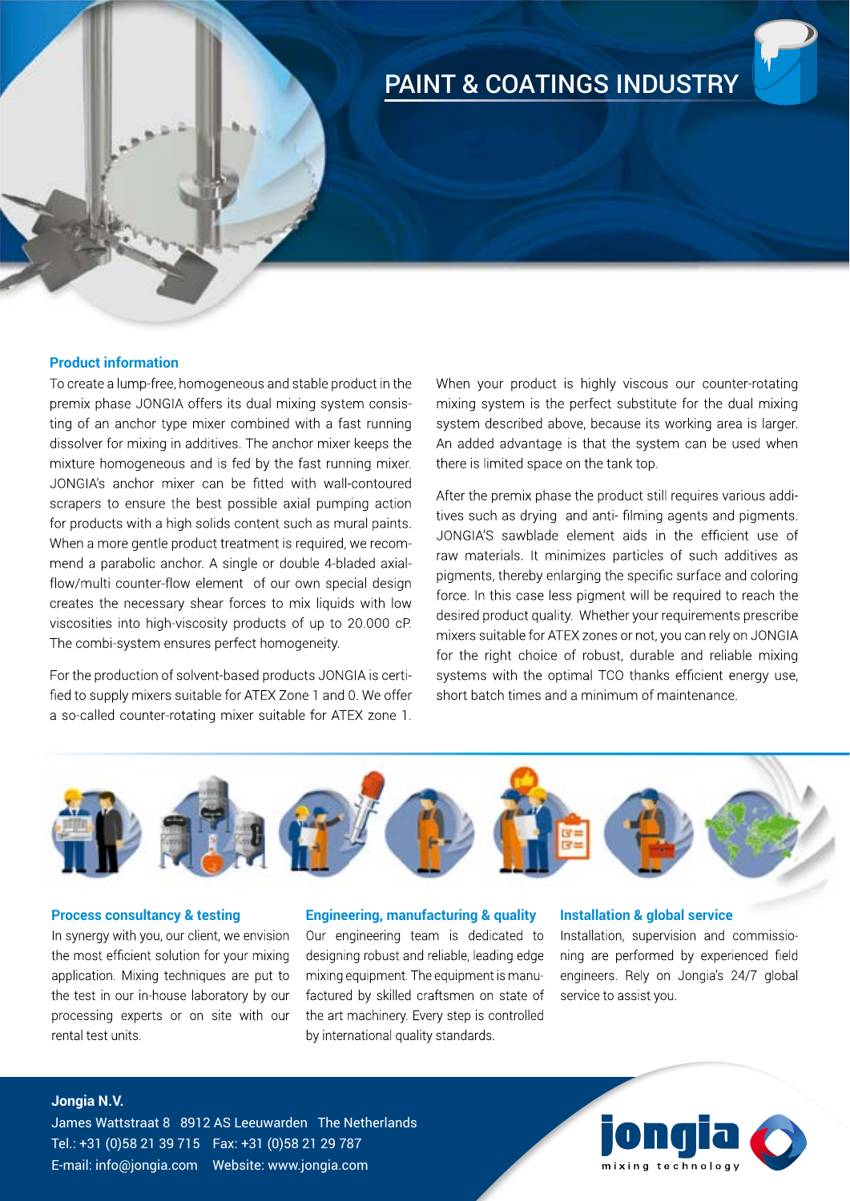# PAINT & COATINGS INDUSTRY

## Product information

To create a lump-free, homogeneous and stable product in the premix phase JONGIA offers its dual mixing system consisting of an anchor type mixer combined with a fast running dissolver for mixing in additives. The anchor mixer keeps the mixture homogeneous and is fed by the fast running mixer. JONGIA's anchor mixer can be fitted with wall-contoured scrapers to ensure the best possible axial pumping action for products with a high solids content such as mural paints. When a more gentle product treatment is required, we recommend a parabolic anchor. A single or double 4-bladed axial-flow/multi counter-flow element of our own special design creates the necessary shear forces to mix liquids with low viscosities into high-viscosity products of up to 20.000 cP. The combi-system ensures perfect homogeneity.

For the production of solvent-based products JONGIA is certified to supply mixers suitable for ATEX Zone 1 and 0. We offer a so-called counter-rotating mixer suitable for ATEX zone 1.

When your product is highly viscous our counter-rotating mixing system is the perfect substitute for the dual mixing system described above, because its working area is larger. An added advantage is that the system can be used when there is limited space on the tank top.

After the premix phase the product still requires various additives such as drying and anti- filming agents and pigments. JONGIA'S sawblade element aids in the efficient use of raw materials. It minimizes particles of such additives as pigments, thereby enlarging the specific surface and coloring force. In this case less pigment will be required to reach the desired product quality. Whether your requirements prescribe mixers suitable for ATEX zones or not, you can rely on JONGIA for the right choice of robust, durable and reliable mixing systems with the optimal TCO thanks efficient energy use, short batch times and a minimum of maintenance.

### Process consultancy & testing

In synergy with you, our client, we envision the most efficient solution for your mixing application. Mixing techniques are put to the test in our in-house laboratory by our processing experts or on site with our rental test units.

### Engineering, manufacturing & quality

Our engineering team is dedicated to designing robust and reliable, leading edge mixing equipment. The equipment is manufactured by skilled craftsmen on state of the art machinery. Every step is controlled by international quality standards.

### Installation & global service

Installation, supervision and commissioning are performed by experienced field engineers. Rely on Jongia's 24/7 global service to assist you.

**Jongia N.V.**
James Wattstraat 8 8912 AS Leeuwarden The Netherlands
Tel.: +31 (0)58 21 39 715 Fax: +31 (0)58 21 29 787
E-mail: info@jongia.com Website: www.jongia.com

jongia mixing technology